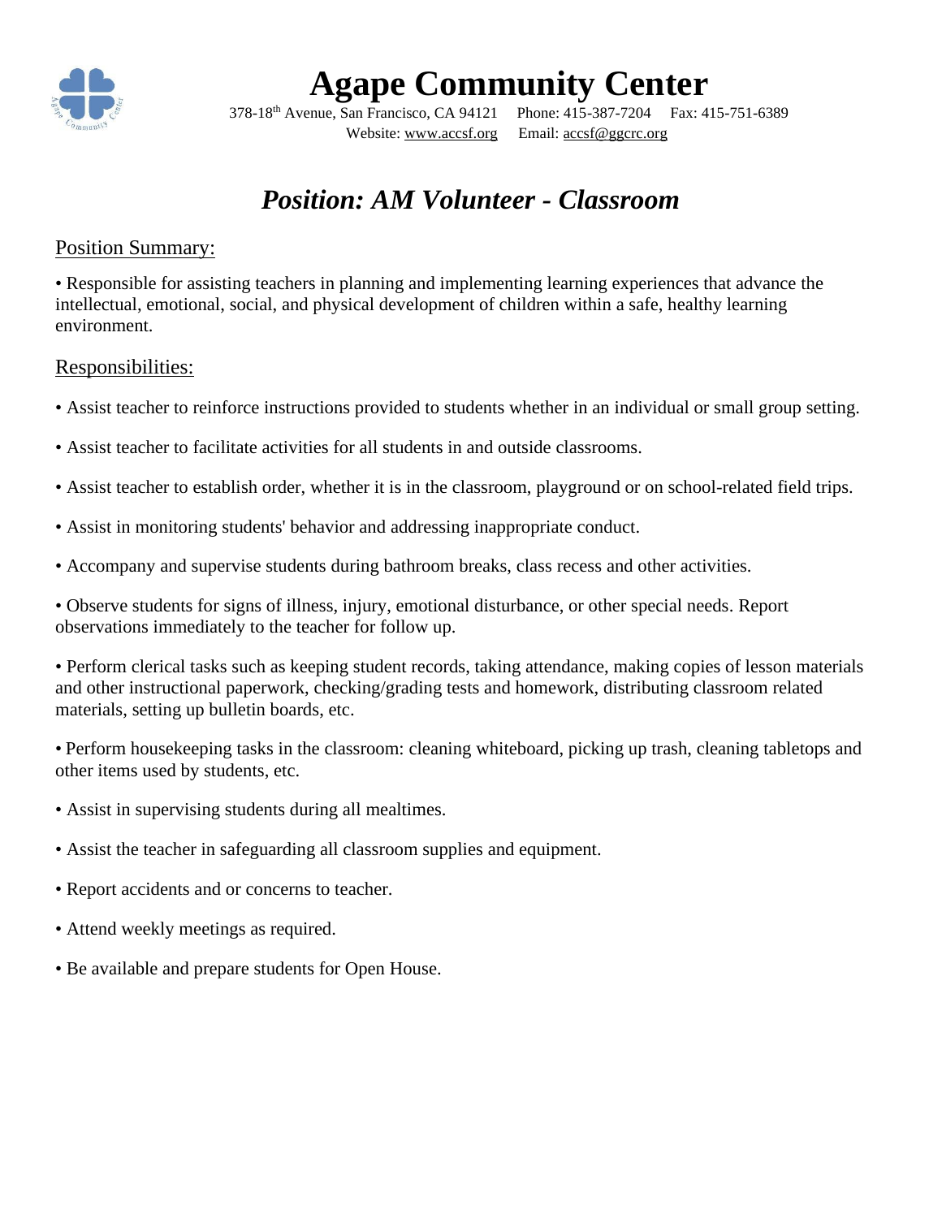# Agape Community Center

378-18th Avenue, San Francisco, CA 94121 Phone: 415-387-7204 Fax: 415-751-6389
Website: www.accsf.org Email: accsf@ggcrc.org

## *Position: AM Volunteer - Classroom*

### Position Summary:

• Responsible for assisting teachers in planning and implementing learning experiences that advance the intellectual, emotional, social, and physical development of children within a safe, healthy learning environment.

### Responsibilities:

• Assist teacher to reinforce instructions provided to students whether in an individual or small group setting.

• Assist teacher to facilitate activities for all students in and outside classrooms.

• Assist teacher to establish order, whether it is in the classroom, playground or on school-related field trips.

• Assist in monitoring students' behavior and addressing inappropriate conduct.

• Accompany and supervise students during bathroom breaks, class recess and other activities.

• Observe students for signs of illness, injury, emotional disturbance, or other special needs. Report observations immediately to the teacher for follow up.

• Perform clerical tasks such as keeping student records, taking attendance, making copies of lesson materials and other instructional paperwork, checking/grading tests and homework, distributing classroom related materials, setting up bulletin boards, etc.

• Perform housekeeping tasks in the classroom: cleaning whiteboard, picking up trash, cleaning tabletops and other items used by students, etc.

• Assist in supervising students during all mealtimes.

• Assist the teacher in safeguarding all classroom supplies and equipment.

• Report accidents and or concerns to teacher.

• Attend weekly meetings as required.

• Be available and prepare students for Open House.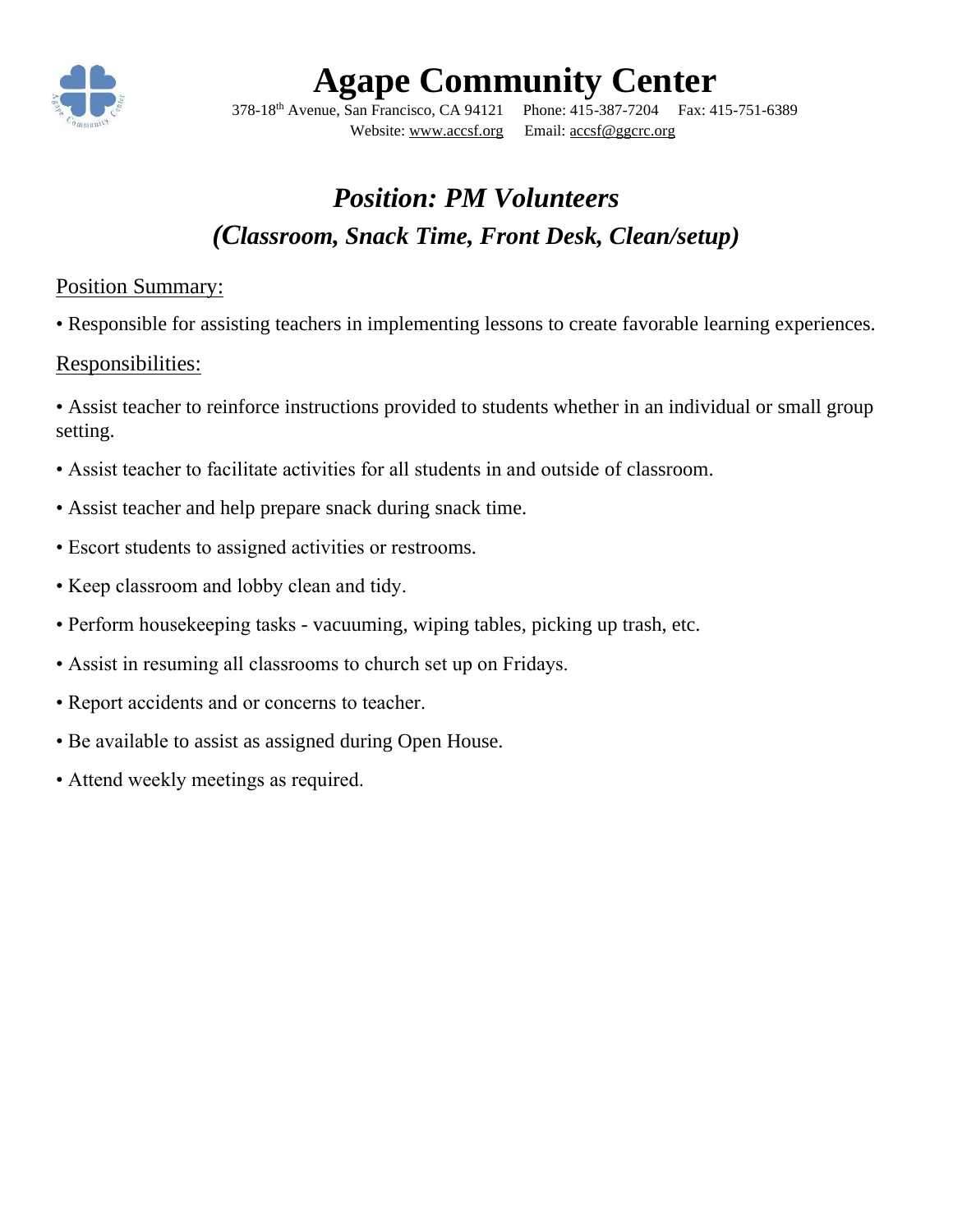# Agape Community Center

378-18th Avenue, San Francisco, CA 94121  Phone: 415-387-7204  Fax: 415-751-6389
Website: www.accsf.org  Email: accsf@ggcrc.org

## *Position: PM Volunteers*

### *(Classroom, Snack Time, Front Desk, Clean/setup)*

Position Summary:

- Responsible for assisting teachers in implementing lessons to create favorable learning experiences.

Responsibilities:

- Assist teacher to reinforce instructions provided to students whether in an individual or small group setting.
- Assist teacher to facilitate activities for all students in and outside of classroom.
- Assist teacher and help prepare snack during snack time.
- Escort students to assigned activities or restrooms.
- Keep classroom and lobby clean and tidy.
- Perform housekeeping tasks - vacuuming, wiping tables, picking up trash, etc.
- Assist in resuming all classrooms to church set up on Fridays.
- Report accidents and or concerns to teacher.
- Be available to assist as assigned during Open House.
- Attend weekly meetings as required.